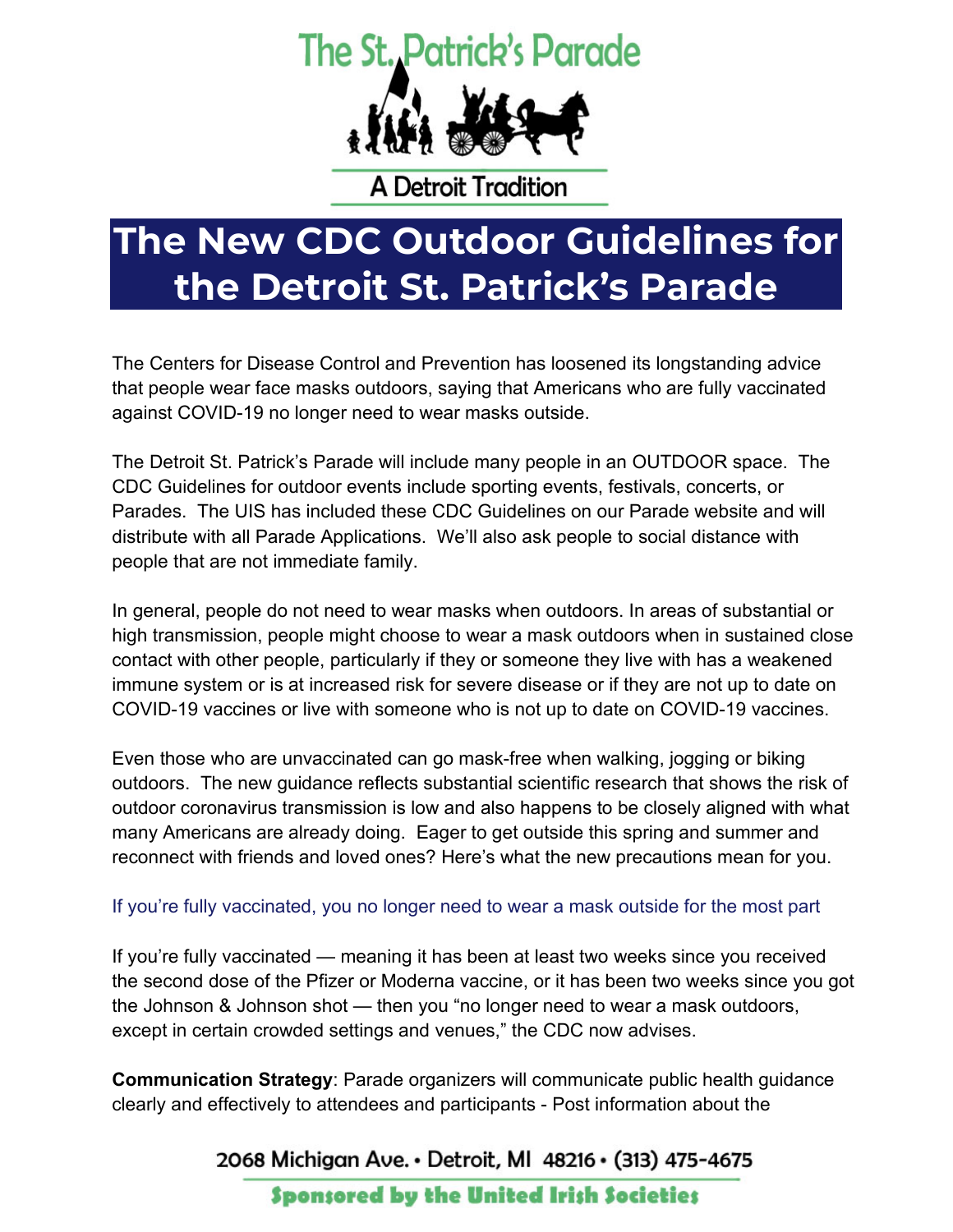The St. Patrick's Parade

A Detroit Tradition

# The New CDC Outdoor Guidelines for the Detroit St. Patrick's Parade

The Centers for Disease Control and Prevention has loosened its longstanding advice that people wear face masks outdoors, saying that Americans who are fully vaccinated against COVID-19 no longer need to wear masks outside.

The Detroit St. Patrick's Parade will include many people in an OUTDOOR space. The CDC Guidelines for outdoor events include sporting events, festivals, concerts, or Parades. The UIS has included these CDC Guidelines on our Parade website and will distribute with all Parade Applications. We'll also ask people to social distance with people that are not immediate family.

In general, people do not need to wear masks when outdoors. In areas of substantial or high transmission, people might choose to wear a mask outdoors when in sustained close contact with other people, particularly if they or someone they live with has a weakened immune system or is at increased risk for severe disease or if they are not up to date on COVID-19 vaccines or live with someone who is not up to date on COVID-19 vaccines.

Even those who are unvaccinated can go mask-free when walking, jogging or biking outdoors. The new guidance reflects substantial scientific research that shows the risk of outdoor coronavirus transmission is low and also happens to be closely aligned with what many Americans are already doing. Eager to get outside this spring and summer and reconnect with friends and loved ones? Here's what the new precautions mean for you.

### If you're fully vaccinated, you no longer need to wear a mask outside for the most part

If you're fully vaccinated — meaning it has been at least two weeks since you received the second dose of the Pfizer or Moderna vaccine, or it has been two weeks since you got the Johnson & Johnson shot — then you "no longer need to wear a mask outdoors, except in certain crowded settings and venues," the CDC now advises.

**Communication Strategy**: Parade organizers will communicate public health guidance clearly and effectively to attendees and participants - Post information about the

2068 Michigan Ave. • Detroit, MI 48216 • (313) 475-4675

Sponsored by the United Irish Societies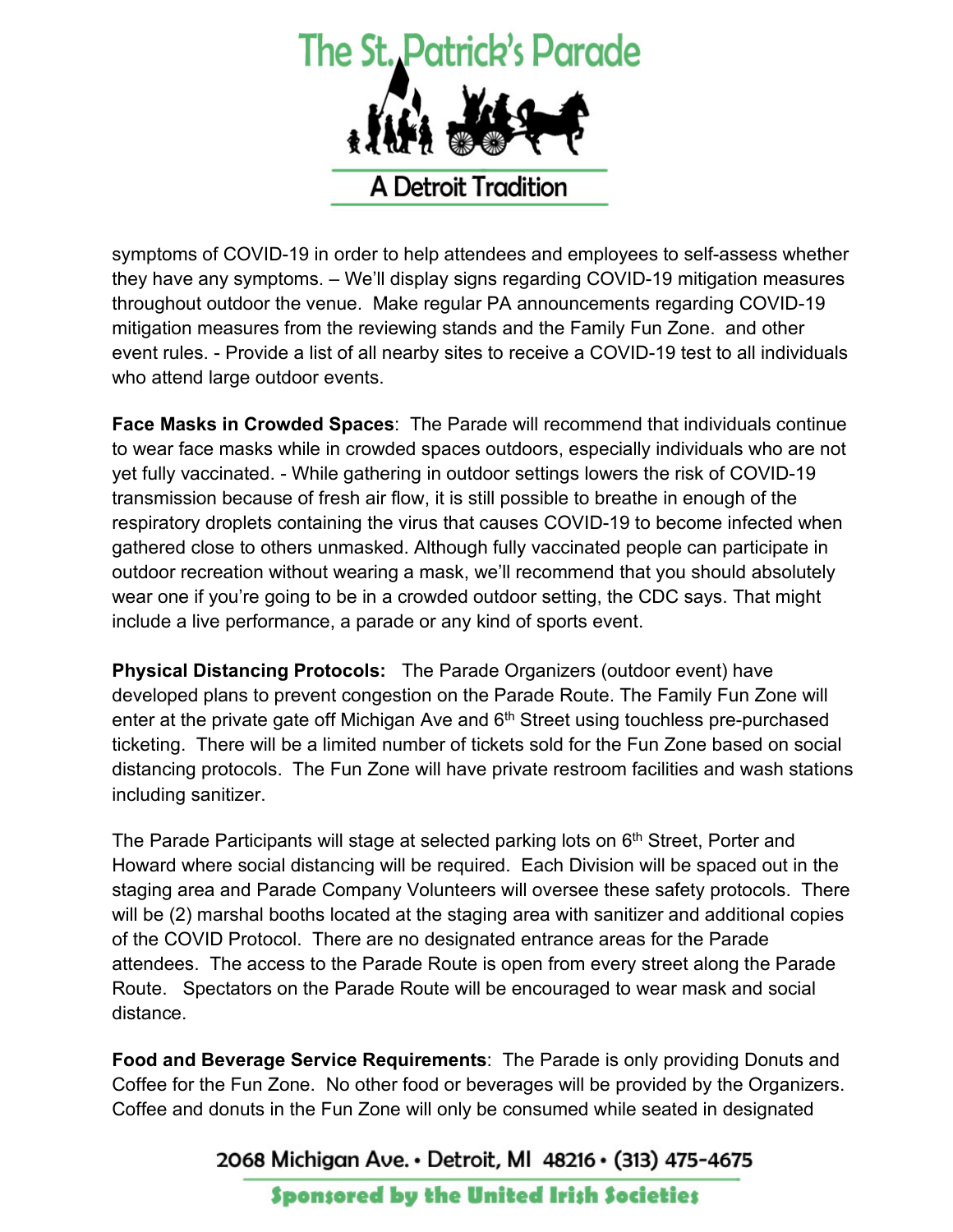symptoms of COVID-19 in order to help attendees and employees to self-assess whether they have any symptoms. – We'll display signs regarding COVID-19 mitigation measures throughout outdoor the venue. Make regular PA announcements regarding COVID-19 mitigation measures from the reviewing stands and the Family Fun Zone. and other event rules. - Provide a list of all nearby sites to receive a COVID-19 test to all individuals who attend large outdoor events.

**Face Masks in Crowded Spaces**: The Parade will recommend that individuals continue to wear face masks while in crowded spaces outdoors, especially individuals who are not yet fully vaccinated. - While gathering in outdoor settings lowers the risk of COVID-19 transmission because of fresh air flow, it is still possible to breathe in enough of the respiratory droplets containing the virus that causes COVID-19 to become infected when gathered close to others unmasked. Although fully vaccinated people can participate in outdoor recreation without wearing a mask, we'll recommend that you should absolutely wear one if you're going to be in a crowded outdoor setting, the CDC says. That might include a live performance, a parade or any kind of sports event.

**Physical Distancing Protocols:** The Parade Organizers (outdoor event) have developed plans to prevent congestion on the Parade Route. The Family Fun Zone will enter at the private gate off Michigan Ave and 6th Street using touchless pre-purchased ticketing. There will be a limited number of tickets sold for the Fun Zone based on social distancing protocols. The Fun Zone will have private restroom facilities and wash stations including sanitizer.

The Parade Participants will stage at selected parking lots on 6th Street, Porter and Howard where social distancing will be required. Each Division will be spaced out in the staging area and Parade Company Volunteers will oversee these safety protocols. There will be (2) marshal booths located at the staging area with sanitizer and additional copies of the COVID Protocol. There are no designated entrance areas for the Parade attendees. The access to the Parade Route is open from every street along the Parade Route. Spectators on the Parade Route will be encouraged to wear mask and social distance.

**Food and Beverage Service Requirements**: The Parade is only providing Donuts and Coffee for the Fun Zone. No other food or beverages will be provided by the Organizers. Coffee and donuts in the Fun Zone will only be consumed while seated in designated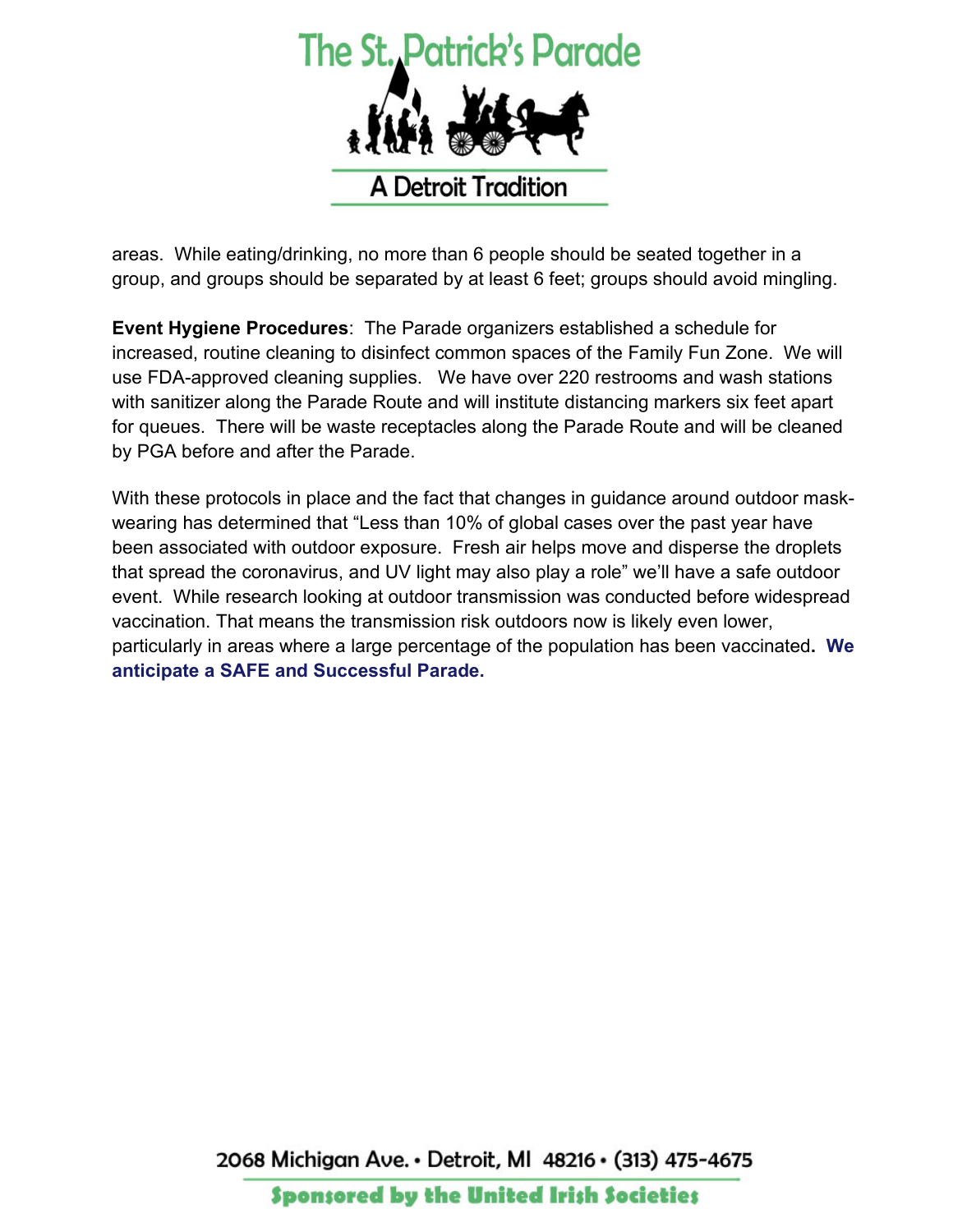areas. While eating/drinking, no more than 6 people should be seated together in a group, and groups should be separated by at least 6 feet; groups should avoid mingling.

**Event Hygiene Procedures**: The Parade organizers established a schedule for increased, routine cleaning to disinfect common spaces of the Family Fun Zone. We will use FDA-approved cleaning supplies. We have over 220 restrooms and wash stations with sanitizer along the Parade Route and will institute distancing markers six feet apart for queues. There will be waste receptacles along the Parade Route and will be cleaned by PGA before and after the Parade.

With these protocols in place and the fact that changes in guidance around outdoor mask-wearing has determined that "Less than 10% of global cases over the past year have been associated with outdoor exposure. Fresh air helps move and disperse the droplets that spread the coronavirus, and UV light may also play a role" we'll have a safe outdoor event. While research looking at outdoor transmission was conducted before widespread vaccination. That means the transmission risk outdoors now is likely even lower, particularly in areas where a large percentage of the population has been vaccinated**. We anticipate a SAFE and Successful Parade.**